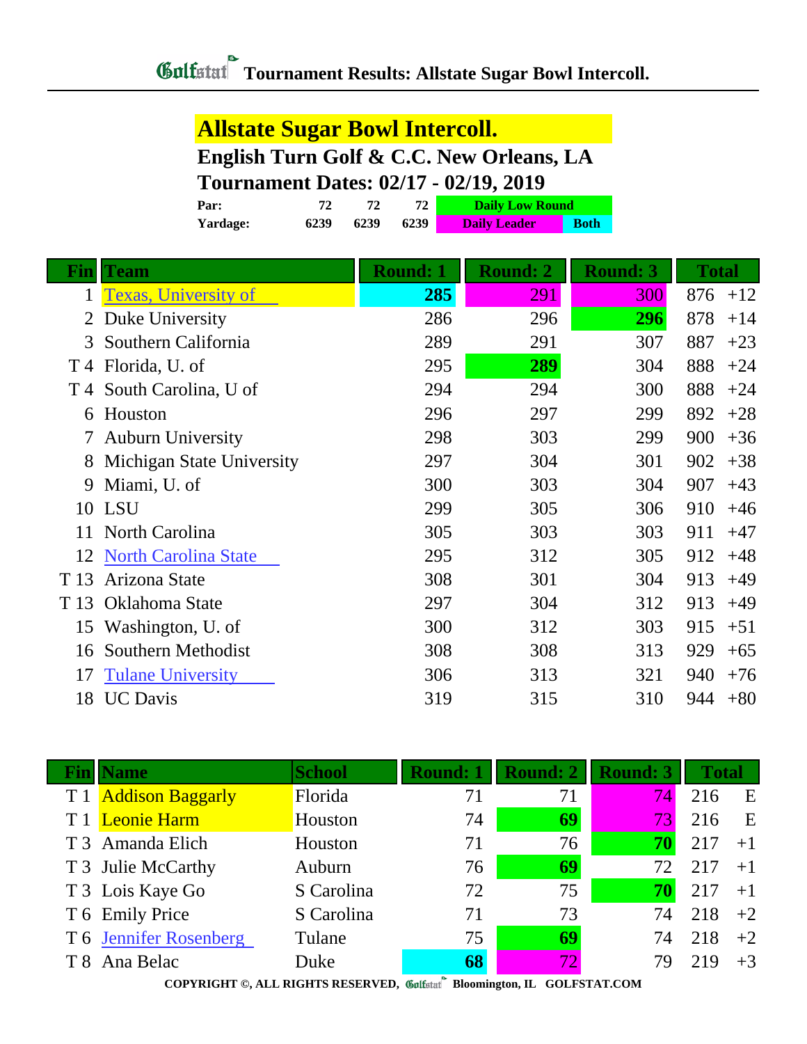# Golfstat Tournament Results: Allstate Sugar Bowl Intercoll.

## Allstate Sugar Bowl Intercoll.

### English Turn Golf & C.C. New Orleans, LA

### Tournament Dates: 02/17 - 02/19, 2019

| | | | | |
|---|---|---|---|---|
| **Par:** | **72** | **72** | **72** | **Daily Low Round** |
| **Yardage:** | **6239** | **6239** | **6239** | **Daily Leader** / **Both** |

| Fin | Team | Round: 1 | Round: 2 | Round: 3 | Total | |
|---|---|---|---|---|---|---|
| 1 | Texas, University of | **285** | 291 | 300 | 876 | +12 |
| 2 | Duke University | 286 | 296 | **296** | 878 | +14 |
| 3 | Southern California | 289 | 291 | 307 | 887 | +23 |
| T 4 | Florida, U. of | 295 | **289** | 304 | 888 | +24 |
| T 4 | South Carolina, U of | 294 | 294 | 300 | 888 | +24 |
| 6 | Houston | 296 | 297 | 299 | 892 | +28 |
| 7 | Auburn University | 298 | 303 | 299 | 900 | +36 |
| 8 | Michigan State University | 297 | 304 | 301 | 902 | +38 |
| 9 | Miami, U. of | 300 | 303 | 304 | 907 | +43 |
| 10 | LSU | 299 | 305 | 306 | 910 | +46 |
| 11 | North Carolina | 305 | 303 | 303 | 911 | +47 |
| 12 | North Carolina State | 295 | 312 | 305 | 912 | +48 |
| T 13 | Arizona State | 308 | 301 | 304 | 913 | +49 |
| T 13 | Oklahoma State | 297 | 304 | 312 | 913 | +49 |
| 15 | Washington, U. of | 300 | 312 | 303 | 915 | +51 |
| 16 | Southern Methodist | 308 | 308 | 313 | 929 | +65 |
| 17 | Tulane University | 306 | 313 | 321 | 940 | +76 |
| 18 | UC Davis | 319 | 315 | 310 | 944 | +80 |

| Fin | Name | School | Round: 1 | Round: 2 | Round: 3 | Total | |
|---|---|---|---|---|---|---|---|
| T 1 | Addison Baggarly | Florida | 71 | 71 | 74 | 216 | E |
| T 1 | Leonie Harm | Houston | 74 | **69** | 73 | 216 | E |
| T 3 | Amanda Elich | Houston | 71 | 76 | **70** | 217 | +1 |
| T 3 | Julie McCarthy | Auburn | 76 | **69** | 72 | 217 | +1 |
| T 3 | Lois Kaye Go | S Carolina | 72 | 75 | **70** | 217 | +1 |
| T 6 | Emily Price | S Carolina | 71 | 73 | 74 | 218 | +2 |
| T 6 | Jennifer Rosenberg | Tulane | 75 | **69** | 74 | 218 | +2 |
| T 8 | Ana Belac | Duke | **68** | 72 | 79 | 219 | +3 |

COPYRIGHT ©, ALL RIGHTS RESERVED, Golfstat Bloomington, IL GOLFSTAT.COM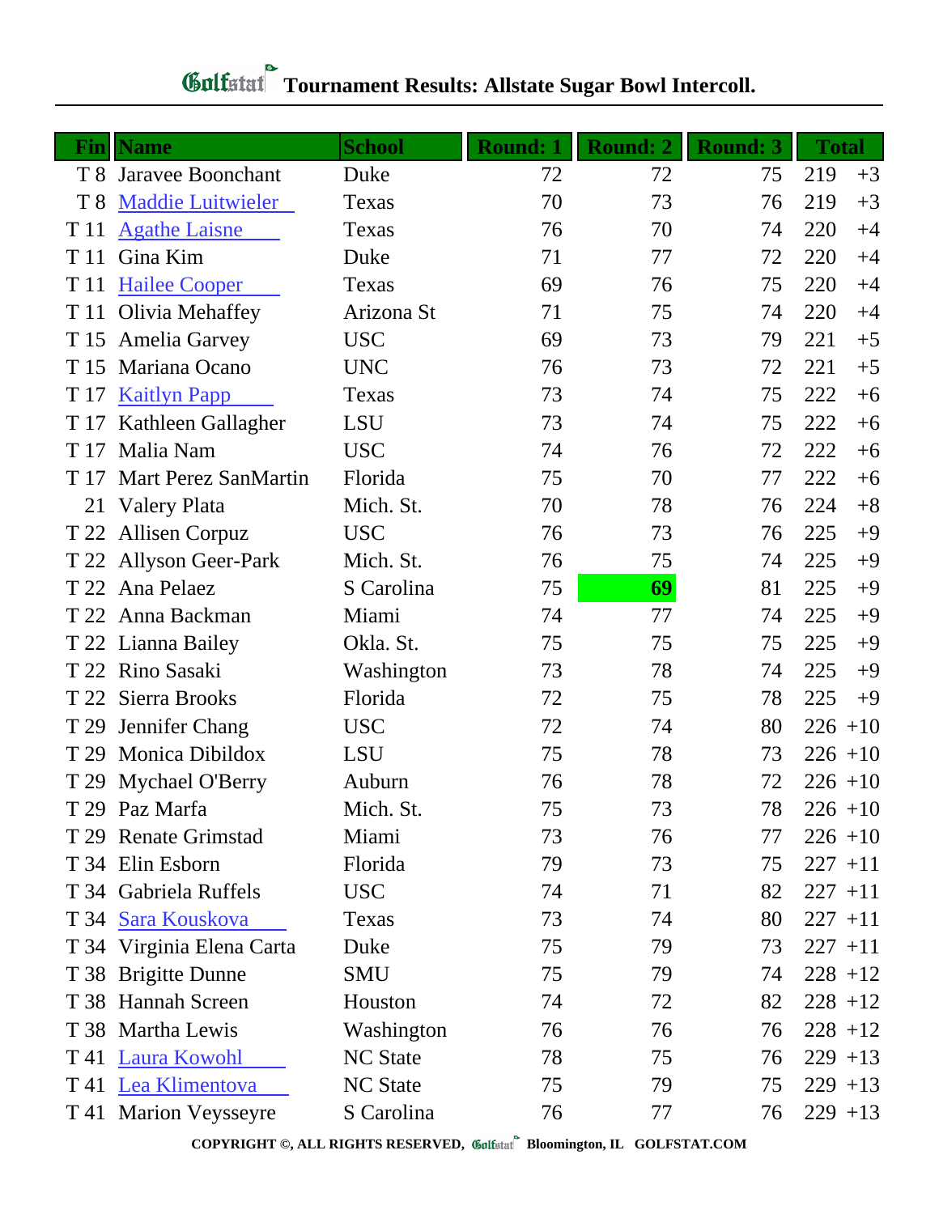# Golfstat Tournament Results: Allstate Sugar Bowl Intercoll.

| Fin | Name | School | Round: 1 | Round: 2 | Round: 3 | Total | |
|---|---|---|---|---|---|---|---|
| T 8 | Jaravee Boonchant | Duke | 72 | 72 | 75 | 219 | +3 |
| T 8 | Maddie Luitwieler | Texas | 70 | 73 | 76 | 219 | +3 |
| T 11 | Agathe Laisne | Texas | 76 | 70 | 74 | 220 | +4 |
| T 11 | Gina Kim | Duke | 71 | 77 | 72 | 220 | +4 |
| T 11 | Hailee Cooper | Texas | 69 | 76 | 75 | 220 | +4 |
| T 11 | Olivia Mehaffey | Arizona St | 71 | 75 | 74 | 220 | +4 |
| T 15 | Amelia Garvey | USC | 69 | 73 | 79 | 221 | +5 |
| T 15 | Mariana Ocano | UNC | 76 | 73 | 72 | 221 | +5 |
| T 17 | Kaitlyn Papp | Texas | 73 | 74 | 75 | 222 | +6 |
| T 17 | Kathleen Gallagher | LSU | 73 | 74 | 75 | 222 | +6 |
| T 17 | Malia Nam | USC | 74 | 76 | 72 | 222 | +6 |
| T 17 | Mart Perez SanMartin | Florida | 75 | 70 | 77 | 222 | +6 |
| 21 | Valery Plata | Mich. St. | 70 | 78 | 76 | 224 | +8 |
| T 22 | Allisen Corpuz | USC | 76 | 73 | 76 | 225 | +9 |
| T 22 | Allyson Geer-Park | Mich. St. | 76 | 75 | 74 | 225 | +9 |
| T 22 | Ana Pelaez | S Carolina | 75 | **69** | 81 | 225 | +9 |
| T 22 | Anna Backman | Miami | 74 | 77 | 74 | 225 | +9 |
| T 22 | Lianna Bailey | Okla. St. | 75 | 75 | 75 | 225 | +9 |
| T 22 | Rino Sasaki | Washington | 73 | 78 | 74 | 225 | +9 |
| T 22 | Sierra Brooks | Florida | 72 | 75 | 78 | 225 | +9 |
| T 29 | Jennifer Chang | USC | 72 | 74 | 80 | 226 | +10 |
| T 29 | Monica Dibildox | LSU | 75 | 78 | 73 | 226 | +10 |
| T 29 | Mychael O'Berry | Auburn | 76 | 78 | 72 | 226 | +10 |
| T 29 | Paz Marfa | Mich. St. | 75 | 73 | 78 | 226 | +10 |
| T 29 | Renate Grimstad | Miami | 73 | 76 | 77 | 226 | +10 |
| T 34 | Elin Esborn | Florida | 79 | 73 | 75 | 227 | +11 |
| T 34 | Gabriela Ruffels | USC | 74 | 71 | 82 | 227 | +11 |
| T 34 | Sara Kouskova | Texas | 73 | 74 | 80 | 227 | +11 |
| T 34 | Virginia Elena Carta | Duke | 75 | 79 | 73 | 227 | +11 |
| T 38 | Brigitte Dunne | SMU | 75 | 79 | 74 | 228 | +12 |
| T 38 | Hannah Screen | Houston | 74 | 72 | 82 | 228 | +12 |
| T 38 | Martha Lewis | Washington | 76 | 76 | 76 | 228 | +12 |
| T 41 | Laura Kowohl | NC State | 78 | 75 | 76 | 229 | +13 |
| T 41 | Lea Klimentova | NC State | 75 | 79 | 75 | 229 | +13 |
| T 41 | Marion Veysseyre | S Carolina | 76 | 77 | 76 | 229 | +13 |

COPYRIGHT ©, ALL RIGHTS RESERVED, Golfstat Bloomington, IL GOLFSTAT.COM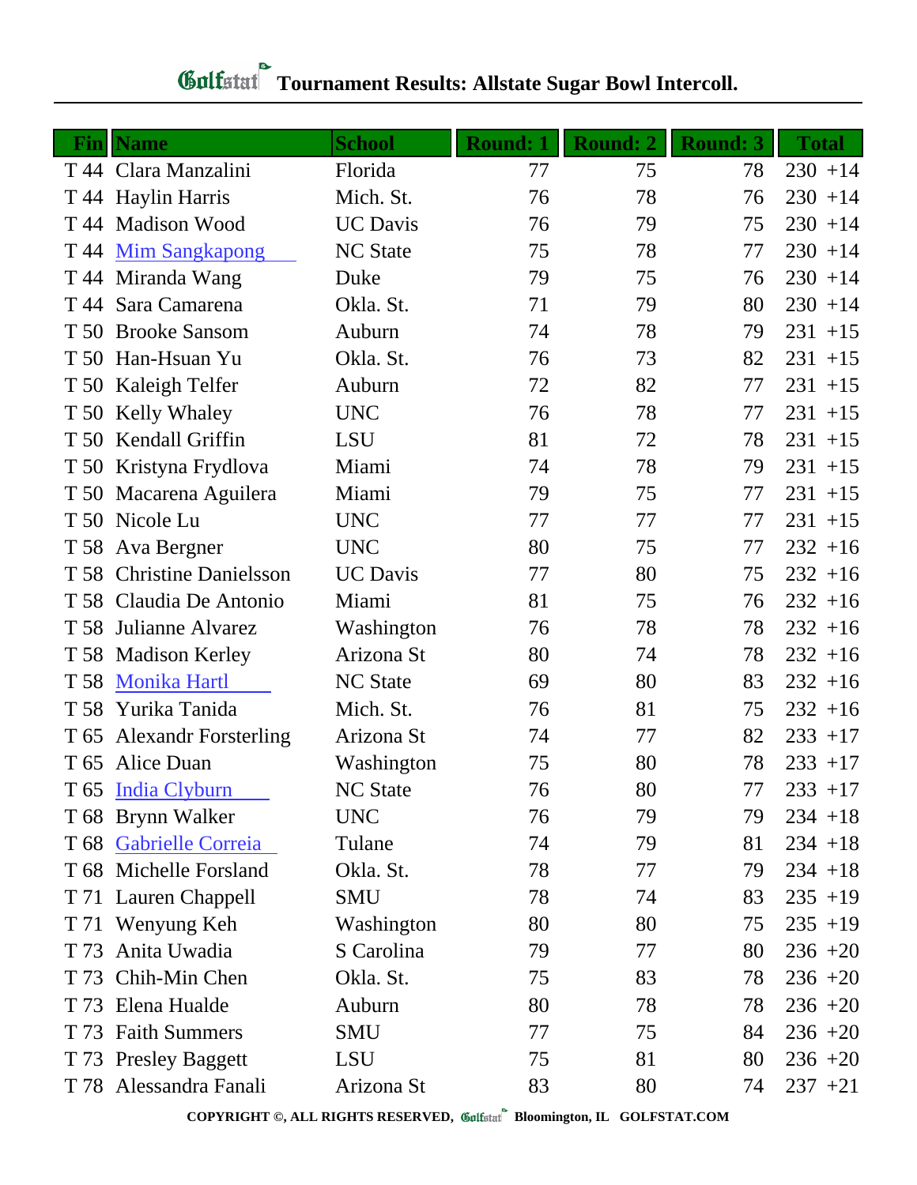# Golfstat Tournament Results: Allstate Sugar Bowl Intercoll.

| Fin | Name | School | Round: 1 | Round: 2 | Round: 3 | Total |
|---|---|---|---|---|---|---|
| T 44 | Clara Manzalini | Florida | 77 | 75 | 78 | 230 +14 |
| T 44 | Haylin Harris | Mich. St. | 76 | 78 | 76 | 230 +14 |
| T 44 | Madison Wood | UC Davis | 76 | 79 | 75 | 230 +14 |
| T 44 | Mim Sangkapong | NC State | 75 | 78 | 77 | 230 +14 |
| T 44 | Miranda Wang | Duke | 79 | 75 | 76 | 230 +14 |
| T 44 | Sara Camarena | Okla. St. | 71 | 79 | 80 | 230 +14 |
| T 50 | Brooke Sansom | Auburn | 74 | 78 | 79 | 231 +15 |
| T 50 | Han-Hsuan Yu | Okla. St. | 76 | 73 | 82 | 231 +15 |
| T 50 | Kaleigh Telfer | Auburn | 72 | 82 | 77 | 231 +15 |
| T 50 | Kelly Whaley | UNC | 76 | 78 | 77 | 231 +15 |
| T 50 | Kendall Griffin | LSU | 81 | 72 | 78 | 231 +15 |
| T 50 | Kristyna Frydlova | Miami | 74 | 78 | 79 | 231 +15 |
| T 50 | Macarena Aguilera | Miami | 79 | 75 | 77 | 231 +15 |
| T 50 | Nicole Lu | UNC | 77 | 77 | 77 | 231 +15 |
| T 58 | Ava Bergner | UNC | 80 | 75 | 77 | 232 +16 |
| T 58 | Christine Danielsson | UC Davis | 77 | 80 | 75 | 232 +16 |
| T 58 | Claudia De Antonio | Miami | 81 | 75 | 76 | 232 +16 |
| T 58 | Julianne Alvarez | Washington | 76 | 78 | 78 | 232 +16 |
| T 58 | Madison Kerley | Arizona St | 80 | 74 | 78 | 232 +16 |
| T 58 | Monika Hartl | NC State | 69 | 80 | 83 | 232 +16 |
| T 58 | Yurika Tanida | Mich. St. | 76 | 81 | 75 | 232 +16 |
| T 65 | Alexandr Forsterling | Arizona St | 74 | 77 | 82 | 233 +17 |
| T 65 | Alice Duan | Washington | 75 | 80 | 78 | 233 +17 |
| T 65 | India Clyburn | NC State | 76 | 80 | 77 | 233 +17 |
| T 68 | Brynn Walker | UNC | 76 | 79 | 79 | 234 +18 |
| T 68 | Gabrielle Correia | Tulane | 74 | 79 | 81 | 234 +18 |
| T 68 | Michelle Forsland | Okla. St. | 78 | 77 | 79 | 234 +18 |
| T 71 | Lauren Chappell | SMU | 78 | 74 | 83 | 235 +19 |
| T 71 | Wenyung Keh | Washington | 80 | 80 | 75 | 235 +19 |
| T 73 | Anita Uwadia | S Carolina | 79 | 77 | 80 | 236 +20 |
| T 73 | Chih-Min Chen | Okla. St. | 75 | 83 | 78 | 236 +20 |
| T 73 | Elena Hualde | Auburn | 80 | 78 | 78 | 236 +20 |
| T 73 | Faith Summers | SMU | 77 | 75 | 84 | 236 +20 |
| T 73 | Presley Baggett | LSU | 75 | 81 | 80 | 236 +20 |
| T 78 | Alessandra Fanali | Arizona St | 83 | 80 | 74 | 237 +21 |

COPYRIGHT ©, ALL RIGHTS RESERVED, Golfstat Bloomington, IL GOLFSTAT.COM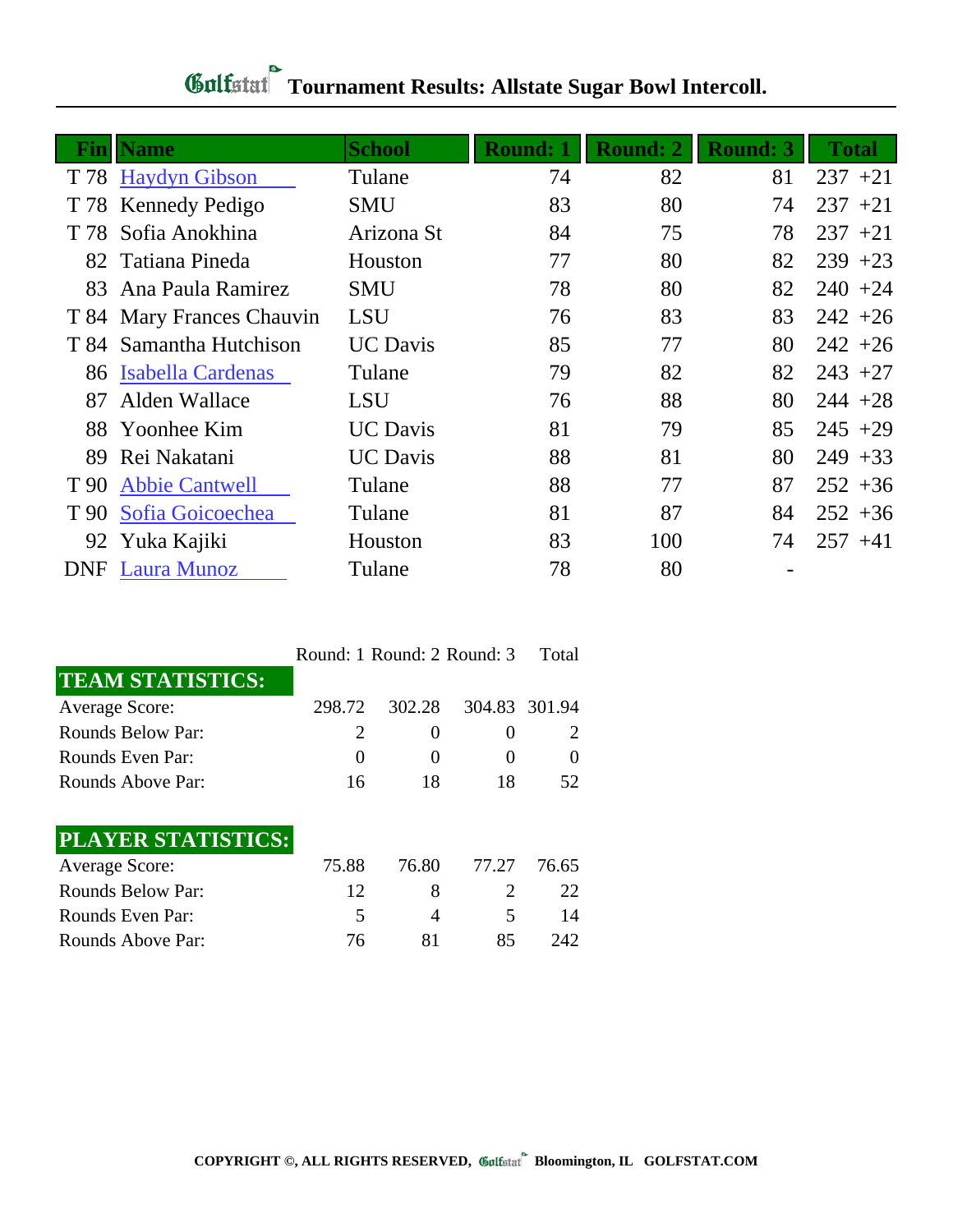# Golfstat Tournament Results: Allstate Sugar Bowl Intercoll.

| Fin | Name | School | Round: 1 | Round: 2 | Round: 3 | Total | |
|---|---|---|---|---|---|---|---|
| T 78 | Haydyn Gibson | Tulane | 74 | 82 | 81 | 237 | +21 |
| T 78 | Kennedy Pedigo | SMU | 83 | 80 | 74 | 237 | +21 |
| T 78 | Sofia Anokhina | Arizona St | 84 | 75 | 78 | 237 | +21 |
| 82 | Tatiana Pineda | Houston | 77 | 80 | 82 | 239 | +23 |
| 83 | Ana Paula Ramirez | SMU | 78 | 80 | 82 | 240 | +24 |
| T 84 | Mary Frances Chauvin | LSU | 76 | 83 | 83 | 242 | +26 |
| T 84 | Samantha Hutchison | UC Davis | 85 | 77 | 80 | 242 | +26 |
| 86 | Isabella Cardenas | Tulane | 79 | 82 | 82 | 243 | +27 |
| 87 | Alden Wallace | LSU | 76 | 88 | 80 | 244 | +28 |
| 88 | Yoonhee Kim | UC Davis | 81 | 79 | 85 | 245 | +29 |
| 89 | Rei Nakatani | UC Davis | 88 | 81 | 80 | 249 | +33 |
| T 90 | Abbie Cantwell | Tulane | 88 | 77 | 87 | 252 | +36 |
| T 90 | Sofia Goicoechea | Tulane | 81 | 87 | 84 | 252 | +36 |
| 92 | Yuka Kajiki | Houston | 83 | 100 | 74 | 257 | +41 |
| DNF | Laura Munoz | Tulane | 78 | 80 | - | | |

| TEAM STATISTICS: | Round: 1 | Round: 2 | Round: 3 | Total |
|---|---|---|---|---|
| Average Score: | 298.72 | 302.28 | 304.83 | 301.94 |
| Rounds Below Par: | 2 | 0 | 0 | 2 |
| Rounds Even Par: | 0 | 0 | 0 | 0 |
| Rounds Above Par: | 16 | 18 | 18 | 52 |

| PLAYER STATISTICS: | Round: 1 | Round: 2 | Round: 3 | Total |
|---|---|---|---|---|
| Average Score: | 75.88 | 76.80 | 77.27 | 76.65 |
| Rounds Below Par: | 12 | 8 | 2 | 22 |
| Rounds Even Par: | 5 | 4 | 5 | 14 |
| Rounds Above Par: | 76 | 81 | 85 | 242 |

COPYRIGHT ©, ALL RIGHTS RESERVED, Golfstat Bloomington, IL GOLFSTAT.COM